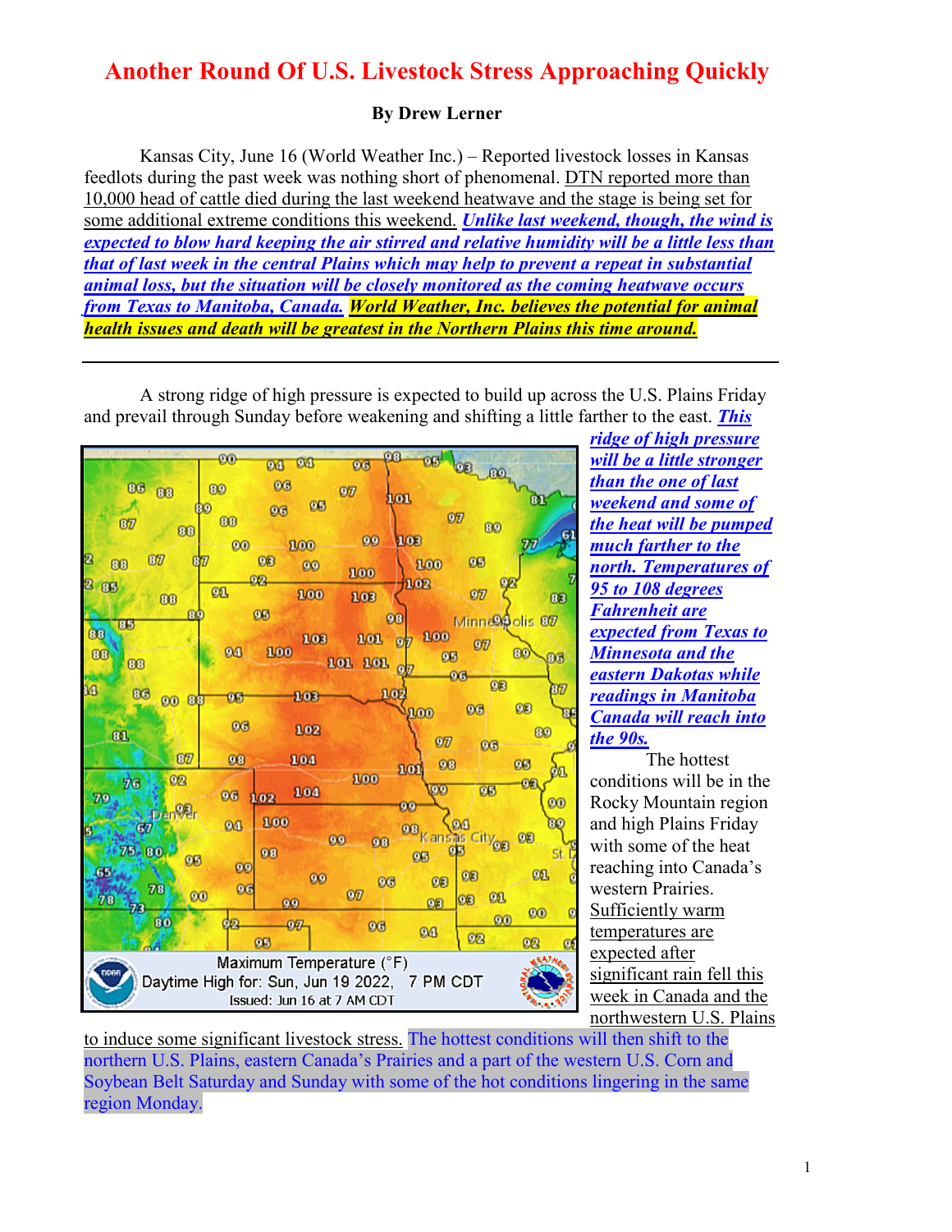# Another Round Of U.S. Livestock Stress Approaching Quickly

**By Drew Lerner**

Kansas City, June 16 (World Weather Inc.) – Reported livestock losses in Kansas feedlots during the past week was nothing short of phenomenal. DTN reported more than 10,000 head of cattle died during the last weekend heatwave and the stage is being set for some additional extreme conditions this weekend. ***Unlike last weekend, though, the wind is expected to blow hard keeping the air stirred and relative humidity will be a little less than that of last week in the central Plains which may help to prevent a repeat in substantial animal loss, but the situation will be closely monitored as the coming heatwave occurs from Texas to Manitoba, Canada.*** ***World Weather, Inc. believes the potential for animal health issues and death will be greatest in the Northern Plains this time around.***

---

A strong ridge of high pressure is expected to build up across the U.S. Plains Friday and prevail through Sunday before weakening and shifting a little farther to the east. ***This ridge of high pressure will be a little stronger than the one of last weekend and some of the heat will be pumped much farther to the north. Temperatures of 95 to 108 degrees Fahrenheit are expected from Texas to Minnesota and the eastern Dakotas while readings in Manitoba Canada will reach into the 90s.***

Maximum Temperature (°F)
Daytime High for: Sun, Jun 19 2022, 7 PM CDT
Issued: Jun 16 at 7 AM CDT

The hottest conditions will be in the Rocky Mountain region and high Plains Friday with some of the heat reaching into Canada's western Prairies. Sufficiently warm temperatures are expected after significant rain fell this week in Canada and the northwestern U.S. Plains to induce some significant livestock stress. The hottest conditions will then shift to the northern U.S. Plains, eastern Canada's Prairies and a part of the western U.S. Corn and Soybean Belt Saturday and Sunday with some of the hot conditions lingering in the same region Monday.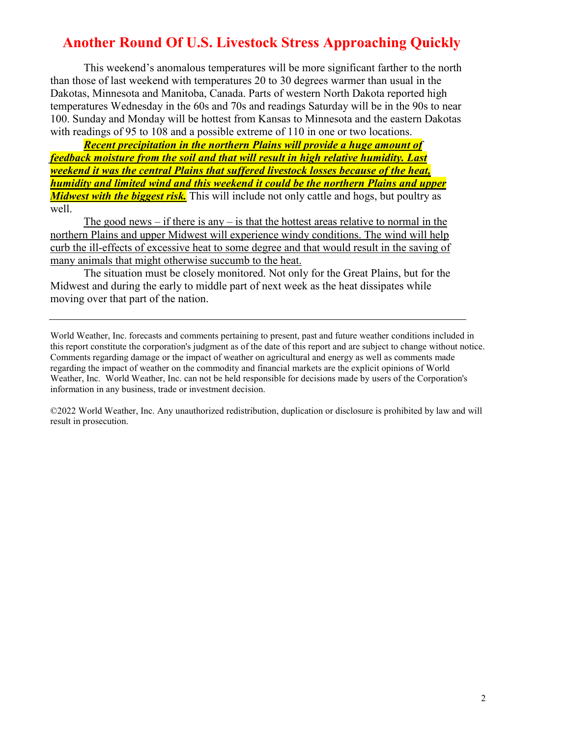# Another Round Of U.S. Livestock Stress Approaching Quickly

This weekend's anomalous temperatures will be more significant farther to the north than those of last weekend with temperatures 20 to 30 degrees warmer than usual in the Dakotas, Minnesota and Manitoba, Canada. Parts of western North Dakota reported high temperatures Wednesday in the 60s and 70s and readings Saturday will be in the 90s to near 100. Sunday and Monday will be hottest from Kansas to Minnesota and the eastern Dakotas with readings of 95 to 108 and a possible extreme of 110 in one or two locations.

***Recent precipitation in the northern Plains will provide a huge amount of feedback moisture from the soil and that will result in high relative humidity. Last weekend it was the central Plains that suffered livestock losses because of the heat, humidity and limited wind and this weekend it could be the northern Plains and upper Midwest with the biggest risk.*** This will include not only cattle and hogs, but poultry as well.

<u>The good news – if there is any – is that the hottest areas relative to normal in the northern Plains and upper Midwest will experience windy conditions. The wind will help curb the ill-effects of excessive heat to some degree and that would result in the saving of many animals that might otherwise succumb to the heat.</u>

The situation must be closely monitored. Not only for the Great Plains, but for the Midwest and during the early to middle part of next week as the heat dissipates while moving over that part of the nation.

---

World Weather, Inc. forecasts and comments pertaining to present, past and future weather conditions included in this report constitute the corporation's judgment as of the date of this report and are subject to change without notice. Comments regarding damage or the impact of weather on agricultural and energy as well as comments made regarding the impact of weather on the commodity and financial markets are the explicit opinions of World Weather, Inc. World Weather, Inc. can not be held responsible for decisions made by users of the Corporation's information in any business, trade or investment decision.

©2022 World Weather, Inc. Any unauthorized redistribution, duplication or disclosure is prohibited by law and will result in prosecution.